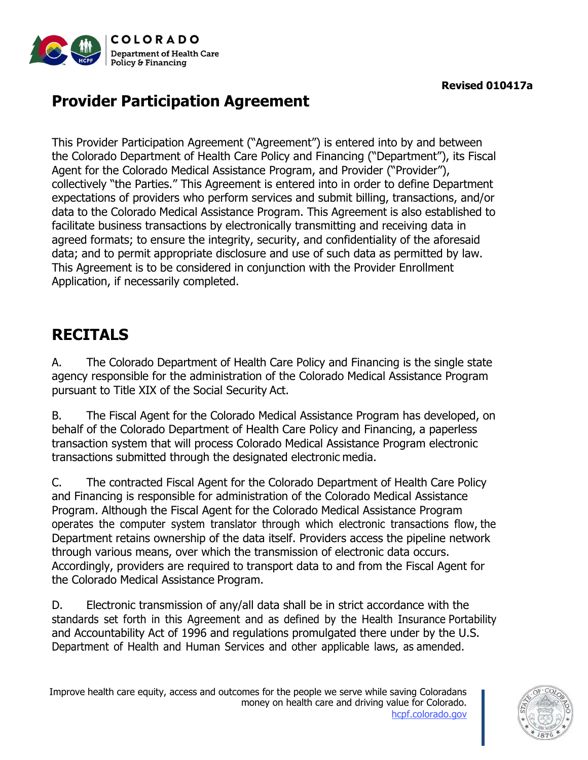**Revised 010417a**

# Provider Participation Agreement

This Provider Participation Agreement ("Agreement") is entered into by and between the Colorado Department of Health Care Policy and Financing ("Department"), its Fiscal Agent for the Colorado Medical Assistance Program, and Provider ("Provider"), collectively "the Parties." This Agreement is entered into in order to define Department expectations of providers who perform services and submit billing, transactions, and/or data to the Colorado Medical Assistance Program. This Agreement is also established to facilitate business transactions by electronically transmitting and receiving data in agreed formats; to ensure the integrity, security, and confidentiality of the aforesaid data; and to permit appropriate disclosure and use of such data as permitted by law. This Agreement is to be considered in conjunction with the Provider Enrollment Application, if necessarily completed.

## RECITALS

A. The Colorado Department of Health Care Policy and Financing is the single state agency responsible for the administration of the Colorado Medical Assistance Program pursuant to Title XIX of the Social Security Act.

B. The Fiscal Agent for the Colorado Medical Assistance Program has developed, on behalf of the Colorado Department of Health Care Policy and Financing, a paperless transaction system that will process Colorado Medical Assistance Program electronic transactions submitted through the designated electronic media.

C. The contracted Fiscal Agent for the Colorado Department of Health Care Policy and Financing is responsible for administration of the Colorado Medical Assistance Program. Although the Fiscal Agent for the Colorado Medical Assistance Program operates the computer system translator through which electronic transactions flow, the Department retains ownership of the data itself. Providers access the pipeline network through various means, over which the transmission of electronic data occurs. Accordingly, providers are required to transport data to and from the Fiscal Agent for the Colorado Medical Assistance Program.

D. Electronic transmission of any/all data shall be in strict accordance with the standards set forth in this Agreement and as defined by the Health Insurance Portability and Accountability Act of 1996 and regulations promulgated there under by the U.S. Department of Health and Human Services and other applicable laws, as amended.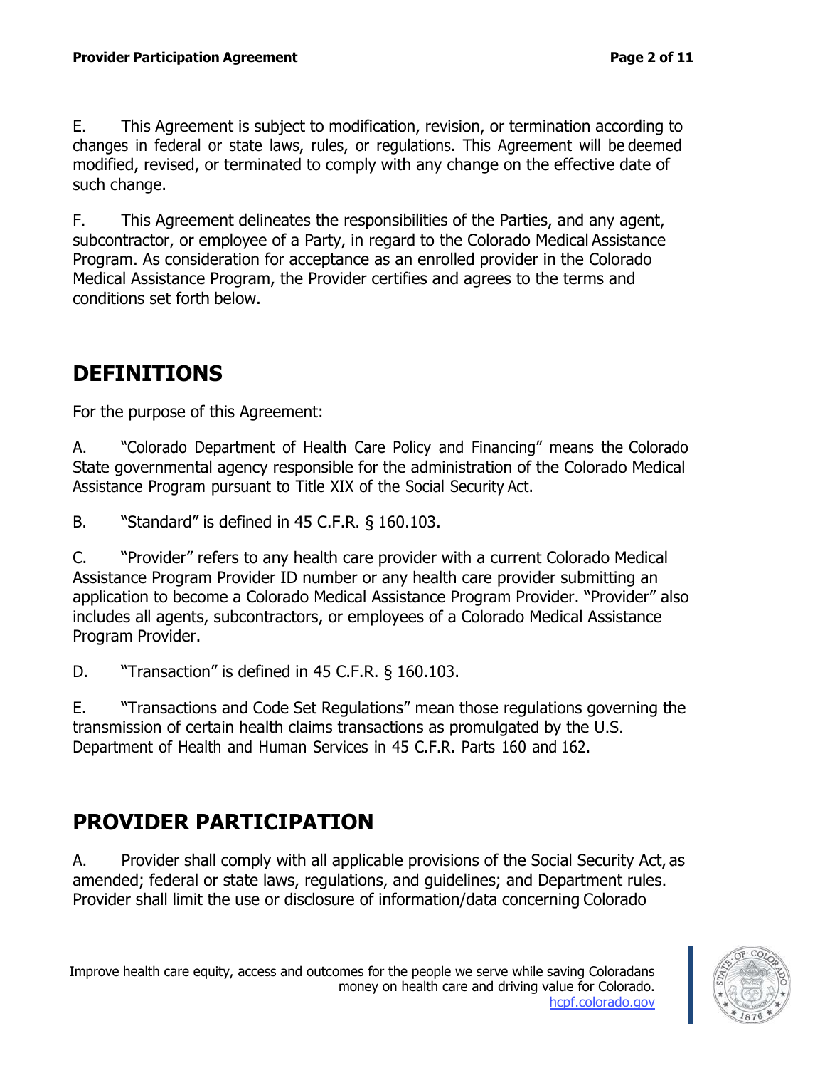E. This Agreement is subject to modification, revision, or termination according to changes in federal or state laws, rules, or regulations. This Agreement will be deemed modified, revised, or terminated to comply with any change on the effective date of such change.

F. This Agreement delineates the responsibilities of the Parties, and any agent, subcontractor, or employee of a Party, in regard to the Colorado Medical Assistance Program. As consideration for acceptance as an enrolled provider in the Colorado Medical Assistance Program, the Provider certifies and agrees to the terms and conditions set forth below.

## DEFINITIONS

For the purpose of this Agreement:

A. "Colorado Department of Health Care Policy and Financing" means the Colorado State governmental agency responsible for the administration of the Colorado Medical Assistance Program pursuant to Title XIX of the Social Security Act.

B. "Standard" is defined in 45 C.F.R. § 160.103.

C. "Provider" refers to any health care provider with a current Colorado Medical Assistance Program Provider ID number or any health care provider submitting an application to become a Colorado Medical Assistance Program Provider. "Provider" also includes all agents, subcontractors, or employees of a Colorado Medical Assistance Program Provider.

D. "Transaction" is defined in 45 C.F.R. § 160.103.

E. "Transactions and Code Set Regulations" mean those regulations governing the transmission of certain health claims transactions as promulgated by the U.S. Department of Health and Human Services in 45 C.F.R. Parts 160 and 162.

## PROVIDER PARTICIPATION

A. Provider shall comply with all applicable provisions of the Social Security Act, as amended; federal or state laws, regulations, and guidelines; and Department rules. Provider shall limit the use or disclosure of information/data concerning Colorado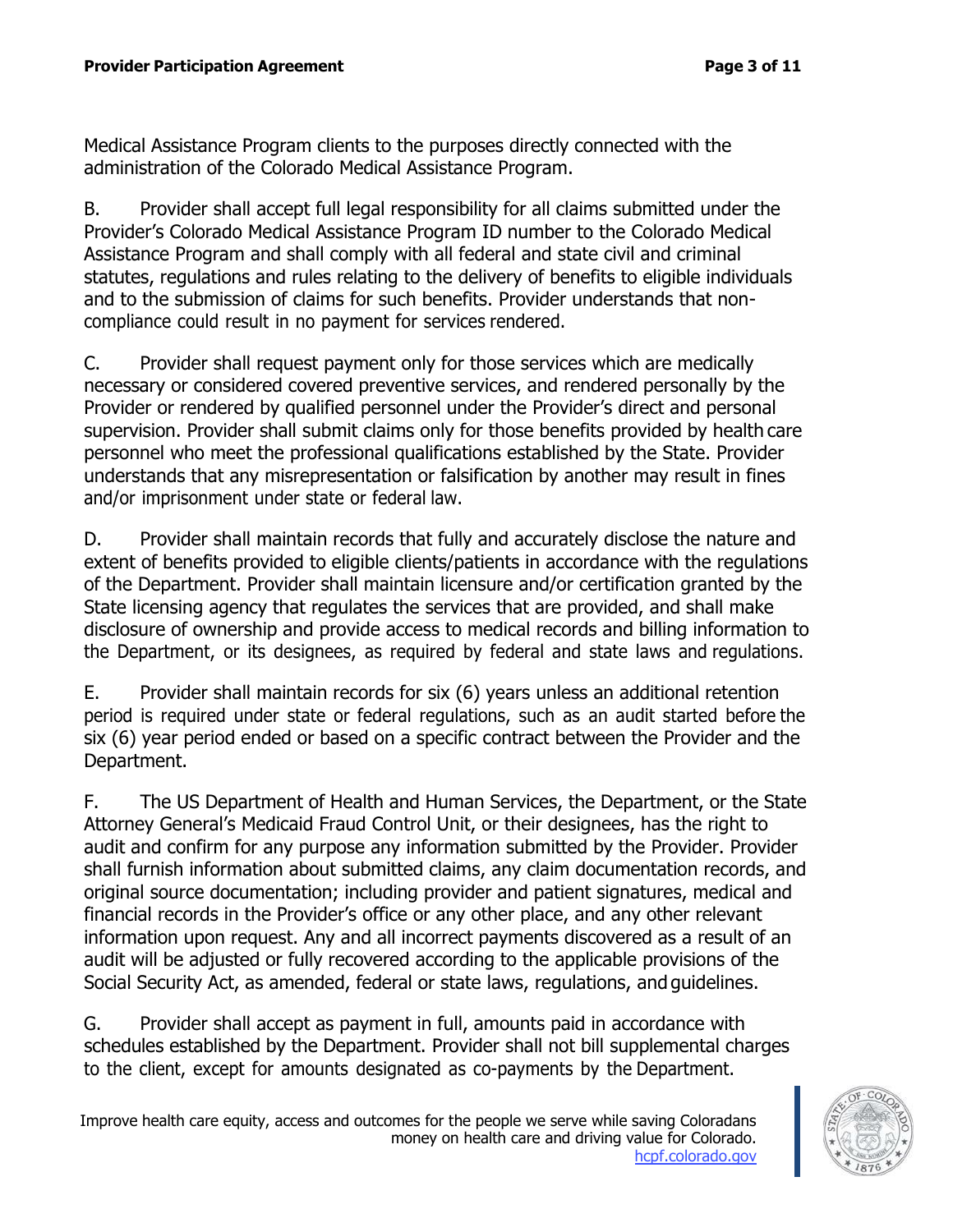Medical Assistance Program clients to the purposes directly connected with the administration of the Colorado Medical Assistance Program.

B. Provider shall accept full legal responsibility for all claims submitted under the Provider's Colorado Medical Assistance Program ID number to the Colorado Medical Assistance Program and shall comply with all federal and state civil and criminal statutes, regulations and rules relating to the delivery of benefits to eligible individuals and to the submission of claims for such benefits. Provider understands that non-compliance could result in no payment for services rendered.

C. Provider shall request payment only for those services which are medically necessary or considered covered preventive services, and rendered personally by the Provider or rendered by qualified personnel under the Provider's direct and personal supervision. Provider shall submit claims only for those benefits provided by health care personnel who meet the professional qualifications established by the State. Provider understands that any misrepresentation or falsification by another may result in fines and/or imprisonment under state or federal law.

D. Provider shall maintain records that fully and accurately disclose the nature and extent of benefits provided to eligible clients/patients in accordance with the regulations of the Department. Provider shall maintain licensure and/or certification granted by the State licensing agency that regulates the services that are provided, and shall make disclosure of ownership and provide access to medical records and billing information to the Department, or its designees, as required by federal and state laws and regulations.

E. Provider shall maintain records for six (6) years unless an additional retention period is required under state or federal regulations, such as an audit started before the six (6) year period ended or based on a specific contract between the Provider and the Department.

F. The US Department of Health and Human Services, the Department, or the State Attorney General's Medicaid Fraud Control Unit, or their designees, has the right to audit and confirm for any purpose any information submitted by the Provider. Provider shall furnish information about submitted claims, any claim documentation records, and original source documentation; including provider and patient signatures, medical and financial records in the Provider's office or any other place, and any other relevant information upon request. Any and all incorrect payments discovered as a result of an audit will be adjusted or fully recovered according to the applicable provisions of the Social Security Act, as amended, federal or state laws, regulations, and guidelines.

G. Provider shall accept as payment in full, amounts paid in accordance with schedules established by the Department. Provider shall not bill supplemental charges to the client, except for amounts designated as co-payments by the Department.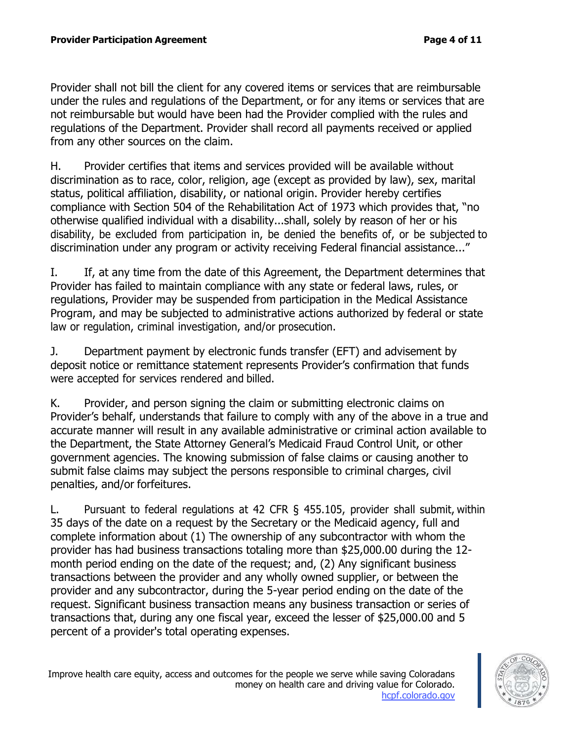Provider shall not bill the client for any covered items or services that are reimbursable under the rules and regulations of the Department, or for any items or services that are not reimbursable but would have been had the Provider complied with the rules and regulations of the Department. Provider shall record all payments received or applied from any other sources on the claim.

H. Provider certifies that items and services provided will be available without discrimination as to race, color, religion, age (except as provided by law), sex, marital status, political affiliation, disability, or national origin. Provider hereby certifies compliance with Section 504 of the Rehabilitation Act of 1973 which provides that, "no otherwise qualified individual with a disability...shall, solely by reason of her or his disability, be excluded from participation in, be denied the benefits of, or be subjected to discrimination under any program or activity receiving Federal financial assistance..."

I. If, at any time from the date of this Agreement, the Department determines that Provider has failed to maintain compliance with any state or federal laws, rules, or regulations, Provider may be suspended from participation in the Medical Assistance Program, and may be subjected to administrative actions authorized by federal or state law or regulation, criminal investigation, and/or prosecution.

J. Department payment by electronic funds transfer (EFT) and advisement by deposit notice or remittance statement represents Provider's confirmation that funds were accepted for services rendered and billed.

K. Provider, and person signing the claim or submitting electronic claims on Provider's behalf, understands that failure to comply with any of the above in a true and accurate manner will result in any available administrative or criminal action available to the Department, the State Attorney General's Medicaid Fraud Control Unit, or other government agencies. The knowing submission of false claims or causing another to submit false claims may subject the persons responsible to criminal charges, civil penalties, and/or forfeitures.

L. Pursuant to federal regulations at 42 CFR § 455.105, provider shall submit, within 35 days of the date on a request by the Secretary or the Medicaid agency, full and complete information about (1) The ownership of any subcontractor with whom the provider has had business transactions totaling more than $25,000.00 during the 12-month period ending on the date of the request; and, (2) Any significant business transactions between the provider and any wholly owned supplier, or between the provider and any subcontractor, during the 5-year period ending on the date of the request. Significant business transaction means any business transaction or series of transactions that, during any one fiscal year, exceed the lesser of $25,000.00 and 5 percent of a provider's total operating expenses.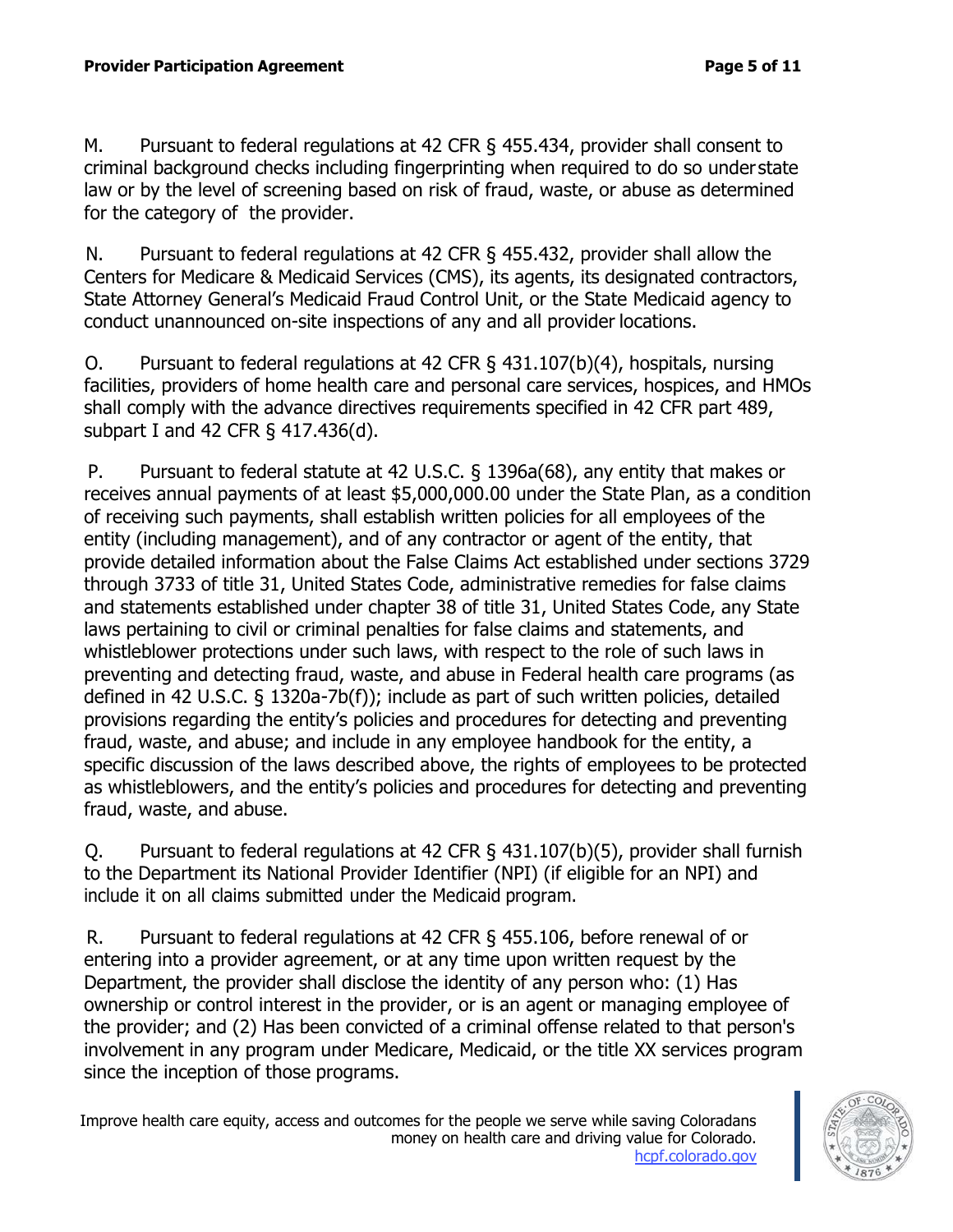M. Pursuant to federal regulations at 42 CFR § 455.434, provider shall consent to criminal background checks including fingerprinting when required to do so under state law or by the level of screening based on risk of fraud, waste, or abuse as determined for the category of the provider.

N. Pursuant to federal regulations at 42 CFR § 455.432, provider shall allow the Centers for Medicare & Medicaid Services (CMS), its agents, its designated contractors, State Attorney General's Medicaid Fraud Control Unit, or the State Medicaid agency to conduct unannounced on-site inspections of any and all provider locations.

O. Pursuant to federal regulations at 42 CFR § 431.107(b)(4), hospitals, nursing facilities, providers of home health care and personal care services, hospices, and HMOs shall comply with the advance directives requirements specified in 42 CFR part 489, subpart I and 42 CFR § 417.436(d).

P. Pursuant to federal statute at 42 U.S.C. § 1396a(68), any entity that makes or receives annual payments of at least $5,000,000.00 under the State Plan, as a condition of receiving such payments, shall establish written policies for all employees of the entity (including management), and of any contractor or agent of the entity, that provide detailed information about the False Claims Act established under sections 3729 through 3733 of title 31, United States Code, administrative remedies for false claims and statements established under chapter 38 of title 31, United States Code, any State laws pertaining to civil or criminal penalties for false claims and statements, and whistleblower protections under such laws, with respect to the role of such laws in preventing and detecting fraud, waste, and abuse in Federal health care programs (as defined in 42 U.S.C. § 1320a-7b(f)); include as part of such written policies, detailed provisions regarding the entity's policies and procedures for detecting and preventing fraud, waste, and abuse; and include in any employee handbook for the entity, a specific discussion of the laws described above, the rights of employees to be protected as whistleblowers, and the entity's policies and procedures for detecting and preventing fraud, waste, and abuse.

Q. Pursuant to federal regulations at 42 CFR § 431.107(b)(5), provider shall furnish to the Department its National Provider Identifier (NPI) (if eligible for an NPI) and include it on all claims submitted under the Medicaid program.

R. Pursuant to federal regulations at 42 CFR § 455.106, before renewal of or entering into a provider agreement, or at any time upon written request by the Department, the provider shall disclose the identity of any person who: (1) Has ownership or control interest in the provider, or is an agent or managing employee of the provider; and (2) Has been convicted of a criminal offense related to that person's involvement in any program under Medicare, Medicaid, or the title XX services program since the inception of those programs.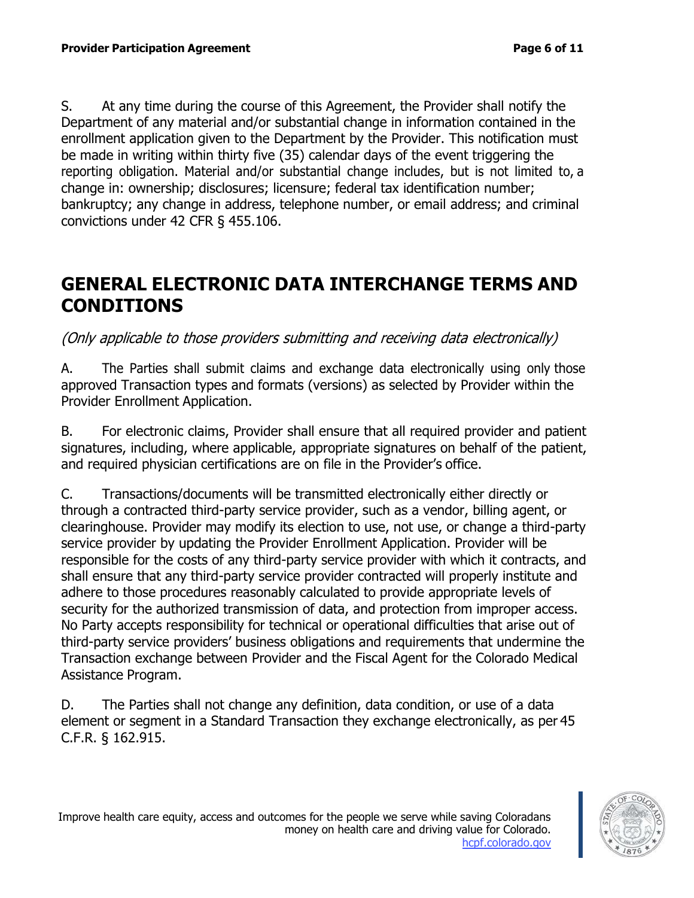S. At any time during the course of this Agreement, the Provider shall notify the Department of any material and/or substantial change in information contained in the enrollment application given to the Department by the Provider. This notification must be made in writing within thirty five (35) calendar days of the event triggering the reporting obligation. Material and/or substantial change includes, but is not limited to, a change in: ownership; disclosures; licensure; federal tax identification number; bankruptcy; any change in address, telephone number, or email address; and criminal convictions under 42 CFR § 455.106.

## GENERAL ELECTRONIC DATA INTERCHANGE TERMS AND CONDITIONS

*(Only applicable to those providers submitting and receiving data electronically)*

A. The Parties shall submit claims and exchange data electronically using only those approved Transaction types and formats (versions) as selected by Provider within the Provider Enrollment Application.

B. For electronic claims, Provider shall ensure that all required provider and patient signatures, including, where applicable, appropriate signatures on behalf of the patient, and required physician certifications are on file in the Provider's office.

C. Transactions/documents will be transmitted electronically either directly or through a contracted third-party service provider, such as a vendor, billing agent, or clearinghouse. Provider may modify its election to use, not use, or change a third-party service provider by updating the Provider Enrollment Application. Provider will be responsible for the costs of any third-party service provider with which it contracts, and shall ensure that any third-party service provider contracted will properly institute and adhere to those procedures reasonably calculated to provide appropriate levels of security for the authorized transmission of data, and protection from improper access. No Party accepts responsibility for technical or operational difficulties that arise out of third-party service providers' business obligations and requirements that undermine the Transaction exchange between Provider and the Fiscal Agent for the Colorado Medical Assistance Program.

D. The Parties shall not change any definition, data condition, or use of a data element or segment in a Standard Transaction they exchange electronically, as per 45 C.F.R. § 162.915.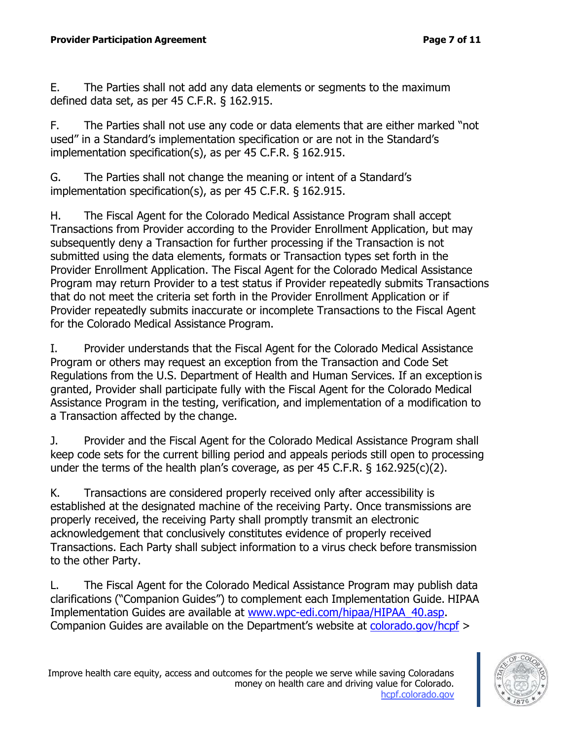E. The Parties shall not add any data elements or segments to the maximum defined data set, as per 45 C.F.R. § 162.915.

F. The Parties shall not use any code or data elements that are either marked "not used" in a Standard's implementation specification or are not in the Standard's implementation specification(s), as per 45 C.F.R. § 162.915.

G. The Parties shall not change the meaning or intent of a Standard's implementation specification(s), as per 45 C.F.R. § 162.915.

H. The Fiscal Agent for the Colorado Medical Assistance Program shall accept Transactions from Provider according to the Provider Enrollment Application, but may subsequently deny a Transaction for further processing if the Transaction is not submitted using the data elements, formats or Transaction types set forth in the Provider Enrollment Application. The Fiscal Agent for the Colorado Medical Assistance Program may return Provider to a test status if Provider repeatedly submits Transactions that do not meet the criteria set forth in the Provider Enrollment Application or if Provider repeatedly submits inaccurate or incomplete Transactions to the Fiscal Agent for the Colorado Medical Assistance Program.

I. Provider understands that the Fiscal Agent for the Colorado Medical Assistance Program or others may request an exception from the Transaction and Code Set Regulations from the U.S. Department of Health and Human Services. If an exception is granted, Provider shall participate fully with the Fiscal Agent for the Colorado Medical Assistance Program in the testing, verification, and implementation of a modification to a Transaction affected by the change.

J. Provider and the Fiscal Agent for the Colorado Medical Assistance Program shall keep code sets for the current billing period and appeals periods still open to processing under the terms of the health plan's coverage, as per 45 C.F.R. § 162.925(c)(2).

K. Transactions are considered properly received only after accessibility is established at the designated machine of the receiving Party. Once transmissions are properly received, the receiving Party shall promptly transmit an electronic acknowledgement that conclusively constitutes evidence of properly received Transactions. Each Party shall subject information to a virus check before transmission to the other Party.

L. The Fiscal Agent for the Colorado Medical Assistance Program may publish data clarifications ("Companion Guides") to complement each Implementation Guide. HIPAA Implementation Guides are available at [www.wpc-edi.com/hipaa/HIPAA_40.asp](www.wpc-edi.com/hipaa/HIPAA_40.asp). Companion Guides are available on the Department's website at [colorado.gov/hcpf](colorado.gov/hcpf) >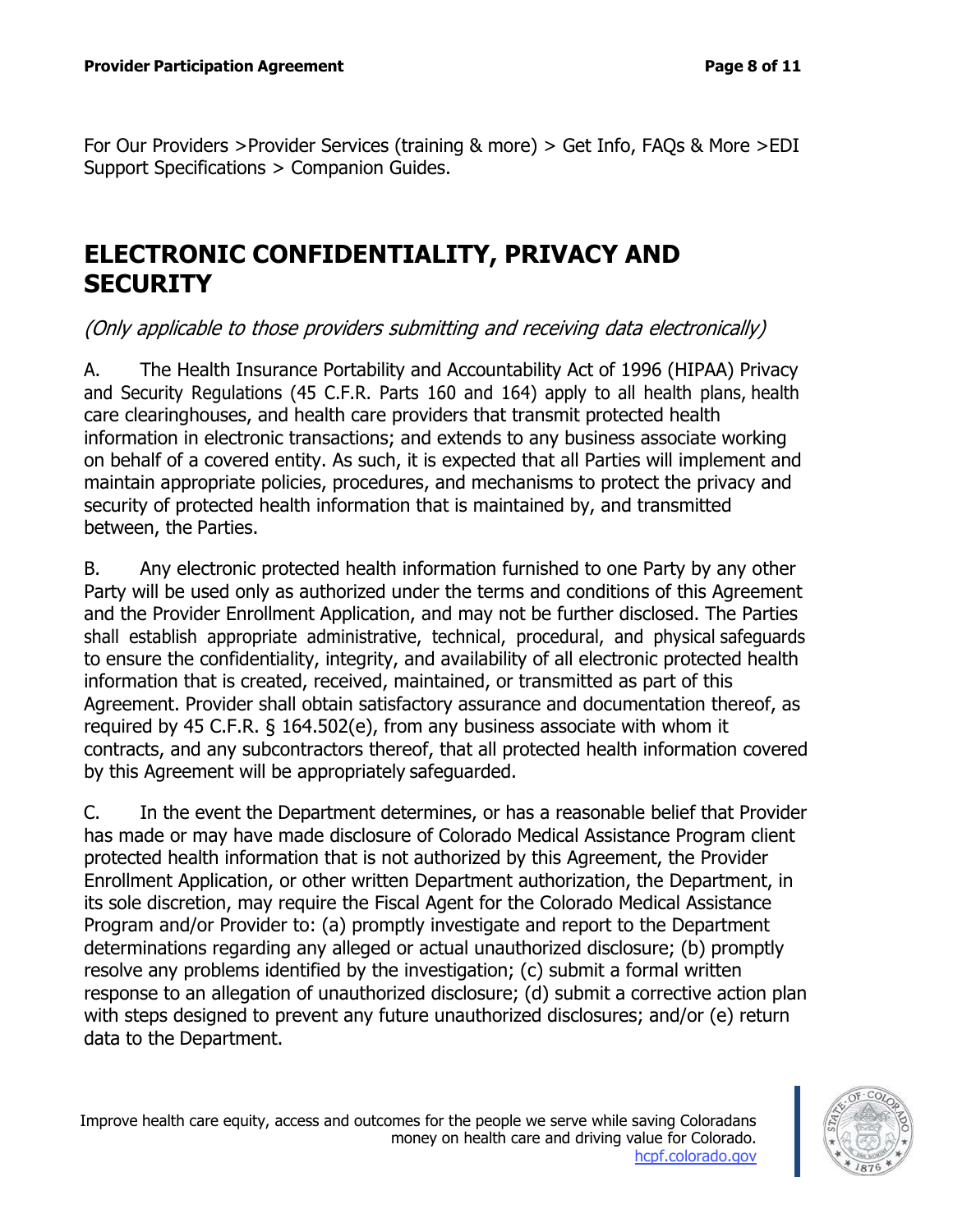For Our Providers >Provider Services (training & more) > Get Info, FAQs & More >EDI Support Specifications > Companion Guides.

## ELECTRONIC CONFIDENTIALITY, PRIVACY AND SECURITY

*(Only applicable to those providers submitting and receiving data electronically)*

A. The Health Insurance Portability and Accountability Act of 1996 (HIPAA) Privacy and Security Regulations (45 C.F.R. Parts 160 and 164) apply to all health plans, health care clearinghouses, and health care providers that transmit protected health information in electronic transactions; and extends to any business associate working on behalf of a covered entity. As such, it is expected that all Parties will implement and maintain appropriate policies, procedures, and mechanisms to protect the privacy and security of protected health information that is maintained by, and transmitted between, the Parties.

B. Any electronic protected health information furnished to one Party by any other Party will be used only as authorized under the terms and conditions of this Agreement and the Provider Enrollment Application, and may not be further disclosed. The Parties shall establish appropriate administrative, technical, procedural, and physical safeguards to ensure the confidentiality, integrity, and availability of all electronic protected health information that is created, received, maintained, or transmitted as part of this Agreement. Provider shall obtain satisfactory assurance and documentation thereof, as required by 45 C.F.R. § 164.502(e), from any business associate with whom it contracts, and any subcontractors thereof, that all protected health information covered by this Agreement will be appropriately safeguarded.

C. In the event the Department determines, or has a reasonable belief that Provider has made or may have made disclosure of Colorado Medical Assistance Program client protected health information that is not authorized by this Agreement, the Provider Enrollment Application, or other written Department authorization, the Department, in its sole discretion, may require the Fiscal Agent for the Colorado Medical Assistance Program and/or Provider to: (a) promptly investigate and report to the Department determinations regarding any alleged or actual unauthorized disclosure; (b) promptly resolve any problems identified by the investigation; (c) submit a formal written response to an allegation of unauthorized disclosure; (d) submit a corrective action plan with steps designed to prevent any future unauthorized disclosures; and/or (e) return data to the Department.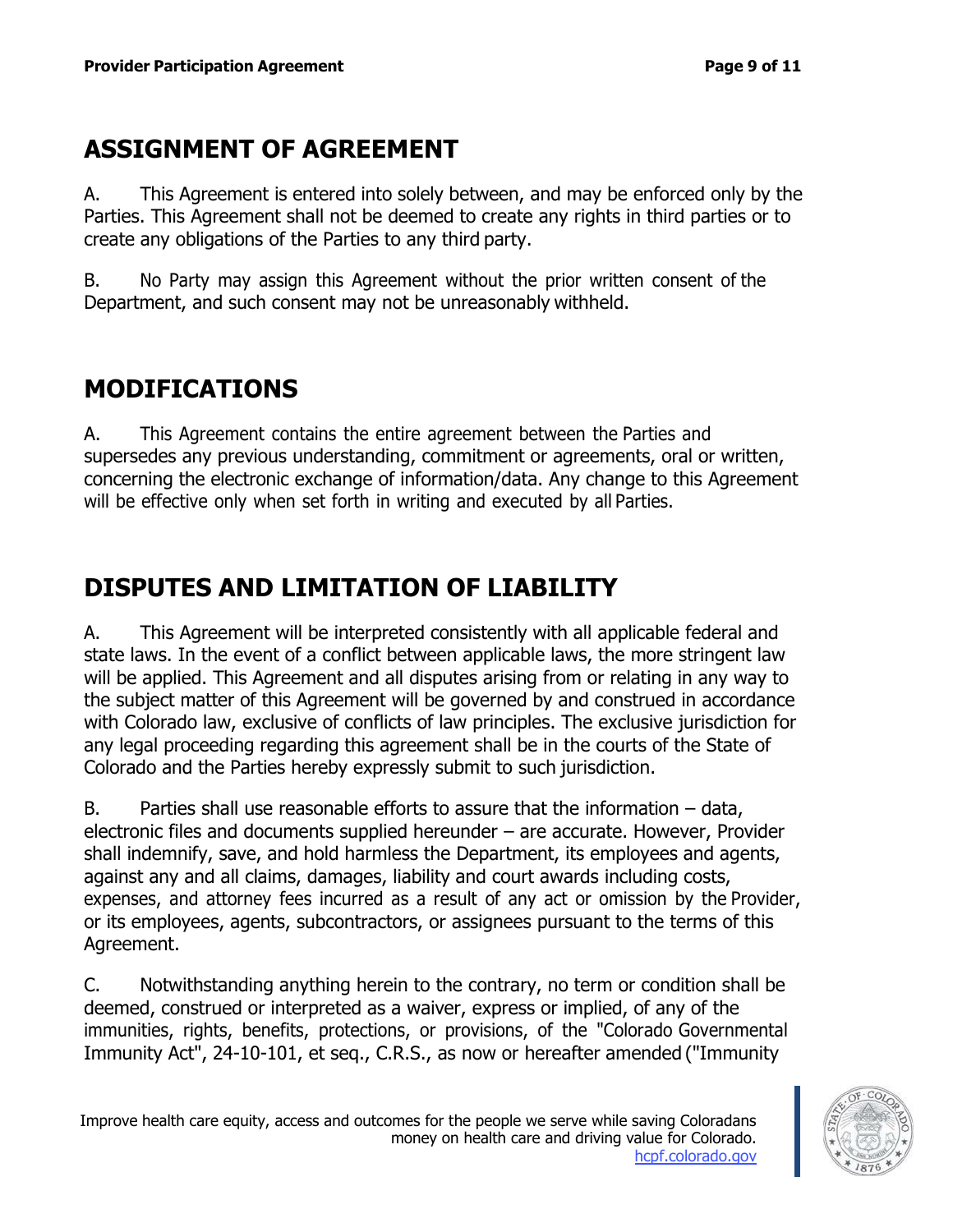## ASSIGNMENT OF AGREEMENT

A. This Agreement is entered into solely between, and may be enforced only by the Parties. This Agreement shall not be deemed to create any rights in third parties or to create any obligations of the Parties to any third party.

B. No Party may assign this Agreement without the prior written consent of the Department, and such consent may not be unreasonably withheld.

## MODIFICATIONS

A. This Agreement contains the entire agreement between the Parties and supersedes any previous understanding, commitment or agreements, oral or written, concerning the electronic exchange of information/data. Any change to this Agreement will be effective only when set forth in writing and executed by all Parties.

## DISPUTES AND LIMITATION OF LIABILITY

A. This Agreement will be interpreted consistently with all applicable federal and state laws. In the event of a conflict between applicable laws, the more stringent law will be applied. This Agreement and all disputes arising from or relating in any way to the subject matter of this Agreement will be governed by and construed in accordance with Colorado law, exclusive of conflicts of law principles. The exclusive jurisdiction for any legal proceeding regarding this agreement shall be in the courts of the State of Colorado and the Parties hereby expressly submit to such jurisdiction.

B. Parties shall use reasonable efforts to assure that the information – data, electronic files and documents supplied hereunder – are accurate. However, Provider shall indemnify, save, and hold harmless the Department, its employees and agents, against any and all claims, damages, liability and court awards including costs, expenses, and attorney fees incurred as a result of any act or omission by the Provider, or its employees, agents, subcontractors, or assignees pursuant to the terms of this Agreement.

C. Notwithstanding anything herein to the contrary, no term or condition shall be deemed, construed or interpreted as a waiver, express or implied, of any of the immunities, rights, benefits, protections, or provisions, of the "Colorado Governmental Immunity Act", 24-10-101, et seq., C.R.S., as now or hereafter amended ("Immunity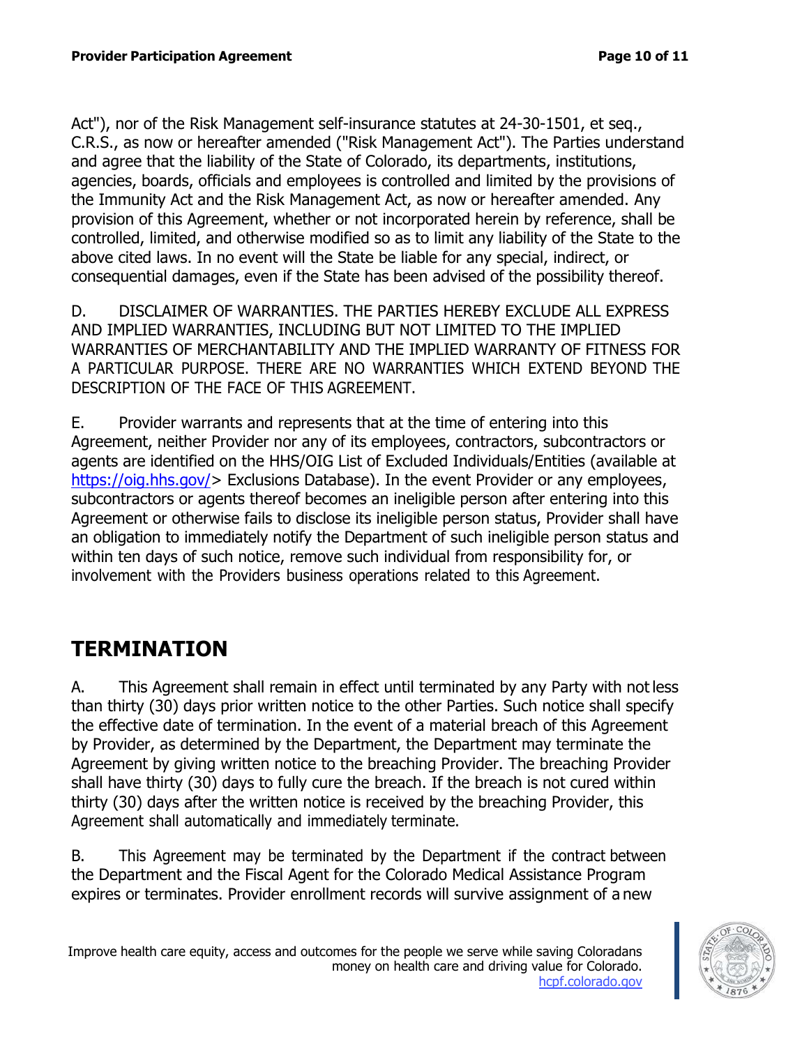Act"), nor of the Risk Management self-insurance statutes at 24-30-1501, et seq., C.R.S., as now or hereafter amended ("Risk Management Act"). The Parties understand and agree that the liability of the State of Colorado, its departments, institutions, agencies, boards, officials and employees is controlled and limited by the provisions of the Immunity Act and the Risk Management Act, as now or hereafter amended. Any provision of this Agreement, whether or not incorporated herein by reference, shall be controlled, limited, and otherwise modified so as to limit any liability of the State to the above cited laws. In no event will the State be liable for any special, indirect, or consequential damages, even if the State has been advised of the possibility thereof.

D. DISCLAIMER OF WARRANTIES. THE PARTIES HEREBY EXCLUDE ALL EXPRESS AND IMPLIED WARRANTIES, INCLUDING BUT NOT LIMITED TO THE IMPLIED WARRANTIES OF MERCHANTABILITY AND THE IMPLIED WARRANTY OF FITNESS FOR A PARTICULAR PURPOSE. THERE ARE NO WARRANTIES WHICH EXTEND BEYOND THE DESCRIPTION OF THE FACE OF THIS AGREEMENT.

E. Provider warrants and represents that at the time of entering into this Agreement, neither Provider nor any of its employees, contractors, subcontractors or agents are identified on the HHS/OIG List of Excluded Individuals/Entities (available at https://oig.hhs.gov/> Exclusions Database). In the event Provider or any employees, subcontractors or agents thereof becomes an ineligible person after entering into this Agreement or otherwise fails to disclose its ineligible person status, Provider shall have an obligation to immediately notify the Department of such ineligible person status and within ten days of such notice, remove such individual from responsibility for, or involvement with the Providers business operations related to this Agreement.

# TERMINATION

A. This Agreement shall remain in effect until terminated by any Party with not less than thirty (30) days prior written notice to the other Parties. Such notice shall specify the effective date of termination. In the event of a material breach of this Agreement by Provider, as determined by the Department, the Department may terminate the Agreement by giving written notice to the breaching Provider. The breaching Provider shall have thirty (30) days to fully cure the breach. If the breach is not cured within thirty (30) days after the written notice is received by the breaching Provider, this Agreement shall automatically and immediately terminate.

B. This Agreement may be terminated by the Department if the contract between the Department and the Fiscal Agent for the Colorado Medical Assistance Program expires or terminates. Provider enrollment records will survive assignment of a new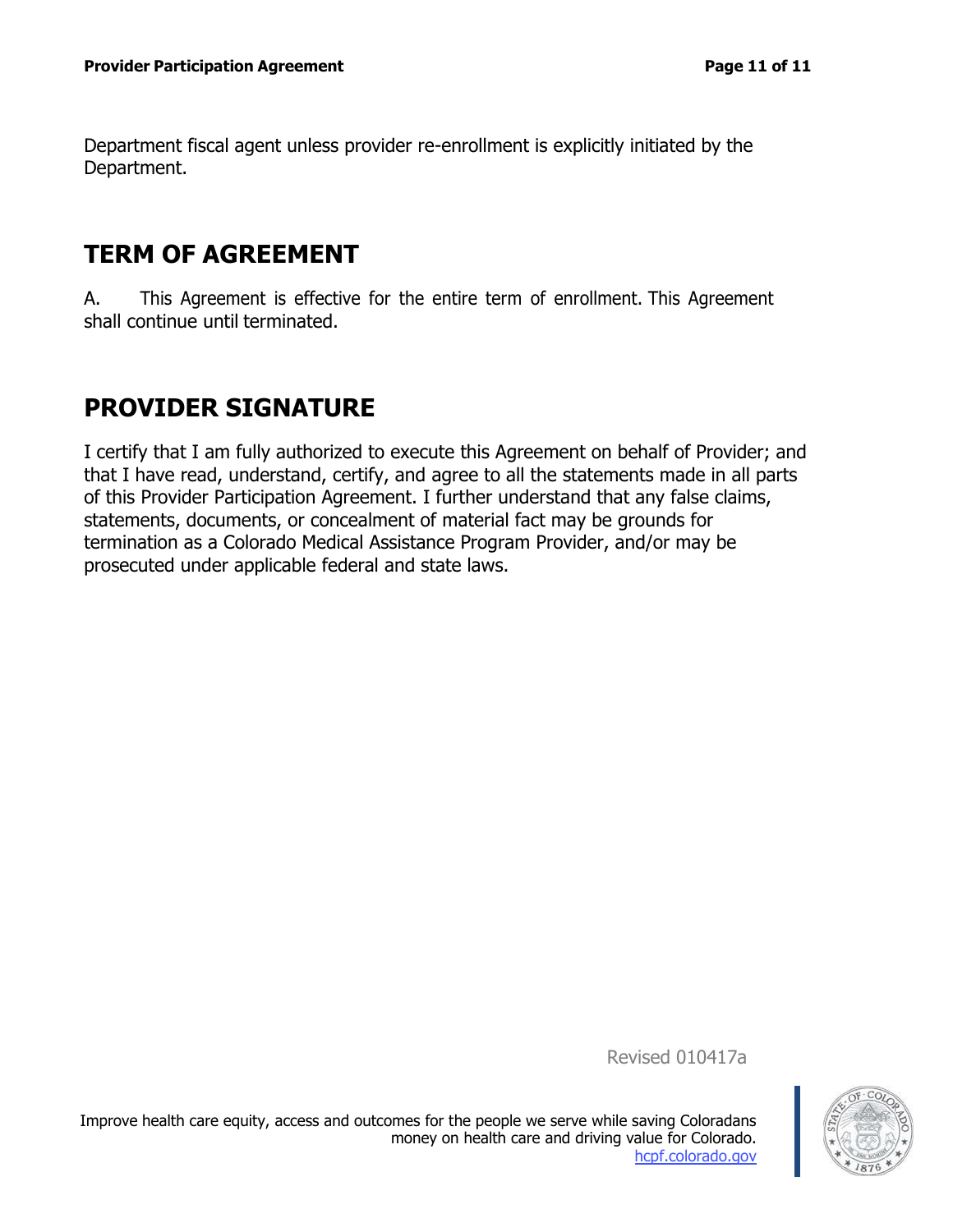Department fiscal agent unless provider re-enrollment is explicitly initiated by the Department.

## TERM OF AGREEMENT

A. This Agreement is effective for the entire term of enrollment. This Agreement shall continue until terminated.

## PROVIDER SIGNATURE

I certify that I am fully authorized to execute this Agreement on behalf of Provider; and that I have read, understand, certify, and agree to all the statements made in all parts of this Provider Participation Agreement. I further understand that any false claims, statements, documents, or concealment of material fact may be grounds for termination as a Colorado Medical Assistance Program Provider, and/or may be prosecuted under applicable federal and state laws.

Revised 010417a